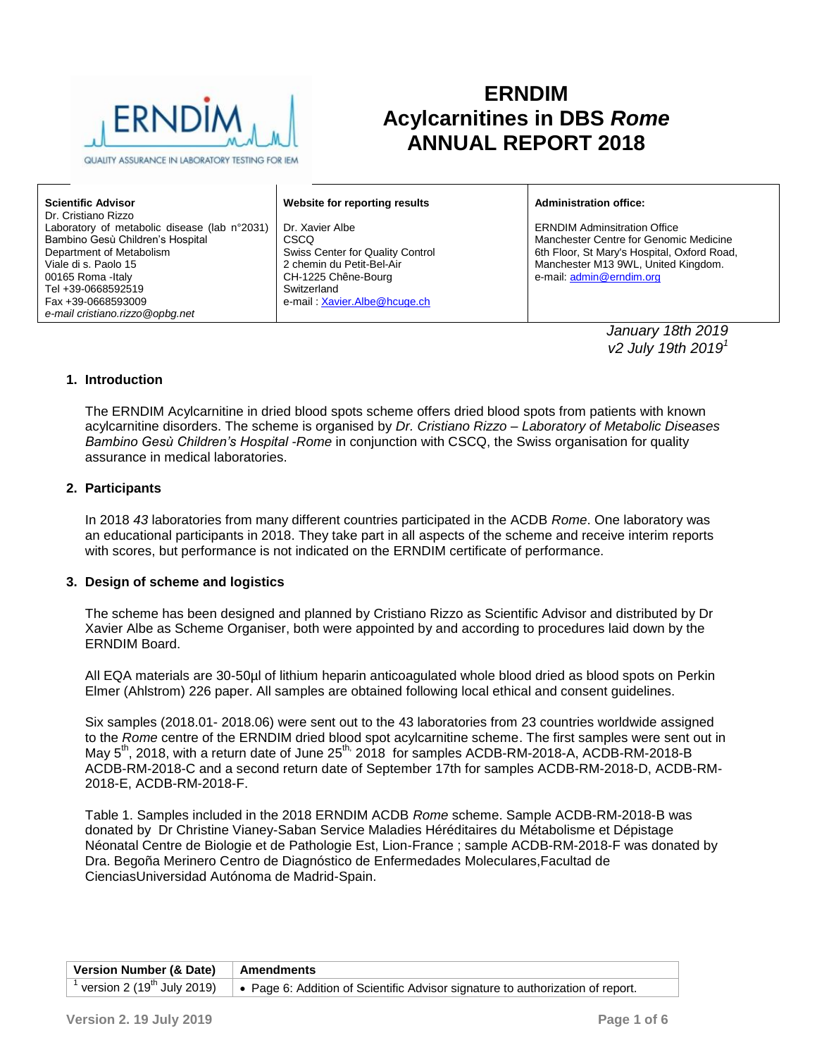# ERNDIM
# Acylcarnitines in DBS *Rome*
# ANNUAL REPORT 2018

| **Scientific Advisor** | **Website for reporting results** | **Administration office:** |
|---|---|---|
| Dr. Cristiano Rizzo<br>Laboratory of metabolic disease (lab n°2031)<br>Bambino Gesù Children's Hospital<br>Department of Metabolism<br>Viale di s. Paolo 15<br>00165 Roma -Italy<br>Tel +39-0668592519<br>Fax +39-0668593009<br>*e-mail cristiano.rizzo@opbg.net* | Dr. Xavier Albe<br>CSCQ<br>Swiss Center for Quality Control<br>2 chemin du Petit-Bel-Air<br>CH-1225 Chêne-Bourg<br>Switzerland<br>e-mail : Xavier.Albe@hcuge.ch | ERNDIM Adminsitration Office<br>Manchester Centre for Genomic Medicine<br>6th Floor, St Mary's Hospital, Oxford Road,<br>Manchester M13 9WL, United Kingdom.<br>e-mail: admin@erndim.org |

*January 18th 2019*
*v2 July 19th 2019*[1]

## 1. Introduction

The ERNDIM Acylcarnitine in dried blood spots scheme offers dried blood spots from patients with known acylcarnitine disorders. The scheme is organised by *Dr. Cristiano Rizzo – Laboratory of Metabolic Diseases Bambino Gesù Children's Hospital -Rome* in conjunction with CSCQ, the Swiss organisation for quality assurance in medical laboratories.

## 2. Participants

In 2018 *43* laboratories from many different countries participated in the ACDB *Rome*. One laboratory was an educational participants in 2018. They take part in all aspects of the scheme and receive interim reports with scores, but performance is not indicated on the ERNDIM certificate of performance.

## 3. Design of scheme and logistics

The scheme has been designed and planned by Cristiano Rizzo as Scientific Advisor and distributed by Dr Xavier Albe as Scheme Organiser, both were appointed by and according to procedures laid down by the ERNDIM Board.

All EQA materials are 30-50µl of lithium heparin anticoagulated whole blood dried as blood spots on Perkin Elmer (Ahlstrom) 226 paper. All samples are obtained following local ethical and consent guidelines.

Six samples (2018.01- 2018.06) were sent out to the 43 laboratories from 23 countries worldwide assigned to the *Rome* centre of the ERNDIM dried blood spot acylcarnitine scheme. The first samples were sent out in May 5th, 2018, with a return date of June 25th, 2018 for samples ACDB-RM-2018-A, ACDB-RM-2018-B ACDB-RM-2018-C and a second return date of September 17th for samples ACDB-RM-2018-D, ACDB-RM-2018-E, ACDB-RM-2018-F.

Table 1. Samples included in the 2018 ERNDIM ACDB *Rome* scheme. Sample ACDB-RM-2018-B was donated by Dr Christine Vianey-Saban Service Maladies Héréditaires du Métabolisme et Dépistage Néonatal Centre de Biologie et de Pathologie Est, Lion-France ; sample ACDB-RM-2018-F was donated by Dra. Begoña Merinero Centro de Diagnóstico de Enfermedades Moleculares,Facultad de CienciasUniversidad Autónoma de Madrid-Spain.

| Version Number (& Date) | Amendments |
|---|---|
| [1] version 2 (19th July 2019) | • Page 6: Addition of Scientific Advisor signature to authorization of report. |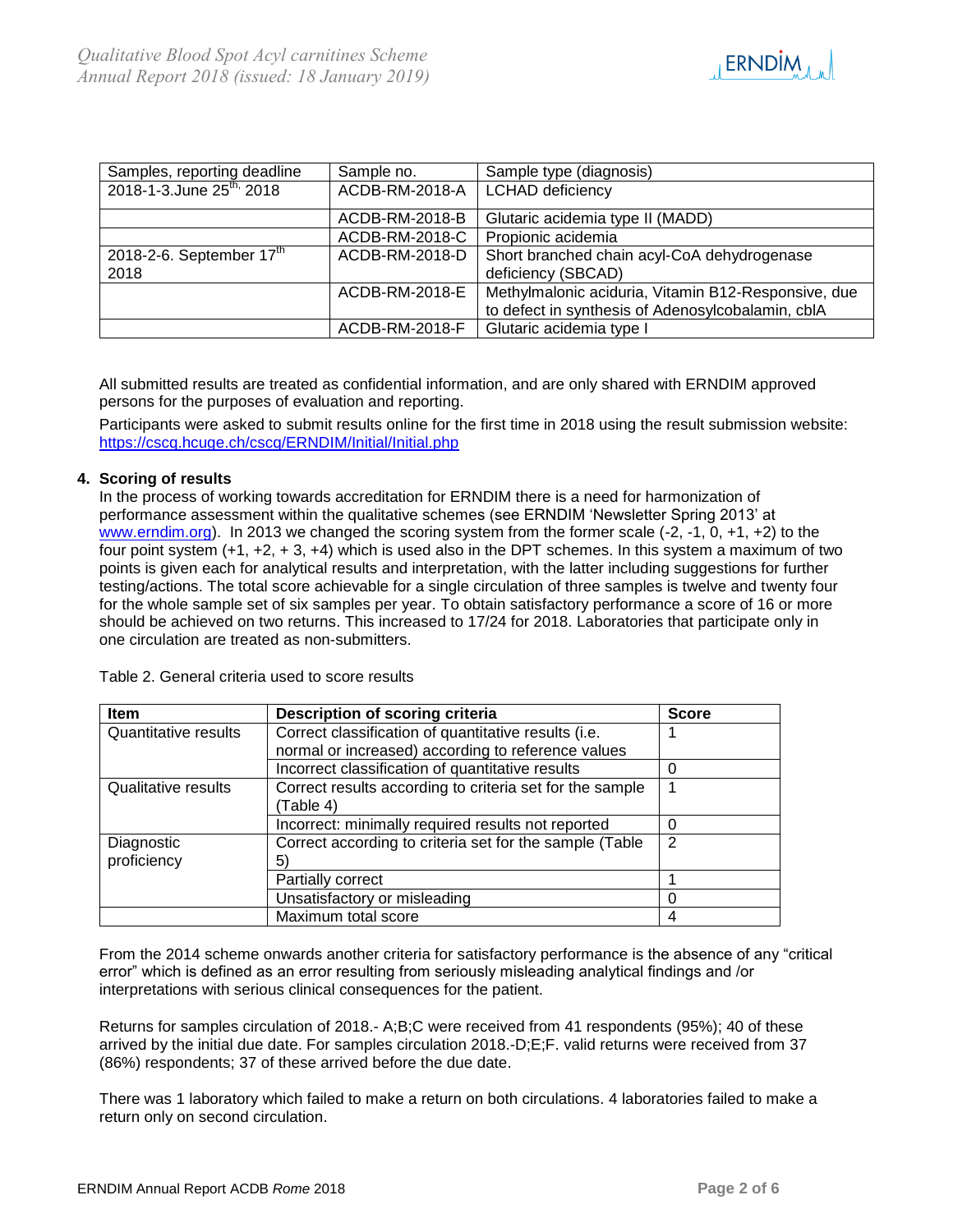| Samples, reporting deadline | Sample no. | Sample type (diagnosis) |
|---|---|---|
| 2018-1-3.June 25th, 2018 | ACDB-RM-2018-A | LCHAD deficiency |
| | ACDB-RM-2018-B | Glutaric acidemia type II (MADD) |
| | ACDB-RM-2018-C | Propionic acidemia |
| 2018-2-6. September 17th 2018 | ACDB-RM-2018-D | Short branched chain acyl-CoA dehydrogenase deficiency (SBCAD) |
| | ACDB-RM-2018-E | Methylmalonic aciduria, Vitamin B12-Responsive, due to defect in synthesis of Adenosylcobalamin, cblA |
| | ACDB-RM-2018-F | Glutaric acidemia type I |

All submitted results are treated as confidential information, and are only shared with ERNDIM approved persons for the purposes of evaluation and reporting.

Participants were asked to submit results online for the first time in 2018 using the result submission website: https://cscq.hcuge.ch/cscq/ERNDIM/Initial/Initial.php

## 4. Scoring of results

In the process of working towards accreditation for ERNDIM there is a need for harmonization of performance assessment within the qualitative schemes (see ERNDIM 'Newsletter Spring 2013' at www.erndim.org). In 2013 we changed the scoring system from the former scale (-2, -1, 0, +1, +2) to the four point system (+1, +2, + 3, +4) which is used also in the DPT schemes. In this system a maximum of two points is given each for analytical results and interpretation, with the latter including suggestions for further testing/actions. The total score achievable for a single circulation of three samples is twelve and twenty four for the whole sample set of six samples per year. To obtain satisfactory performance a score of 16 or more should be achieved on two returns. This increased to 17/24 for 2018. Laboratories that participate only in one circulation are treated as non-submitters.

Table 2. General criteria used to score results

| Item | Description of scoring criteria | Score |
|---|---|---|
| Quantitative results | Correct classification of quantitative results (i.e. normal or increased) according to reference values | 1 |
| | Incorrect classification of quantitative results | 0 |
| Qualitative results | Correct results according to criteria set for the sample (Table 4) | 1 |
| | Incorrect: minimally required results not reported | 0 |
| Diagnostic proficiency | Correct according to criteria set for the sample (Table 5) | 2 |
| | Partially correct | 1 |
| | Unsatisfactory or misleading | 0 |
| | Maximum total score | 4 |

From the 2014 scheme onwards another criteria for satisfactory performance is the absence of any "critical error" which is defined as an error resulting from seriously misleading analytical findings and /or interpretations with serious clinical consequences for the patient.

Returns for samples circulation of 2018.- A;B;C were received from 41 respondents (95%); 40 of these arrived by the initial due date. For samples circulation 2018.-D;E;F. valid returns were received from 37 (86%) respondents; 37 of these arrived before the due date.

There was 1 laboratory which failed to make a return on both circulations. 4 laboratories failed to make a return only on second circulation.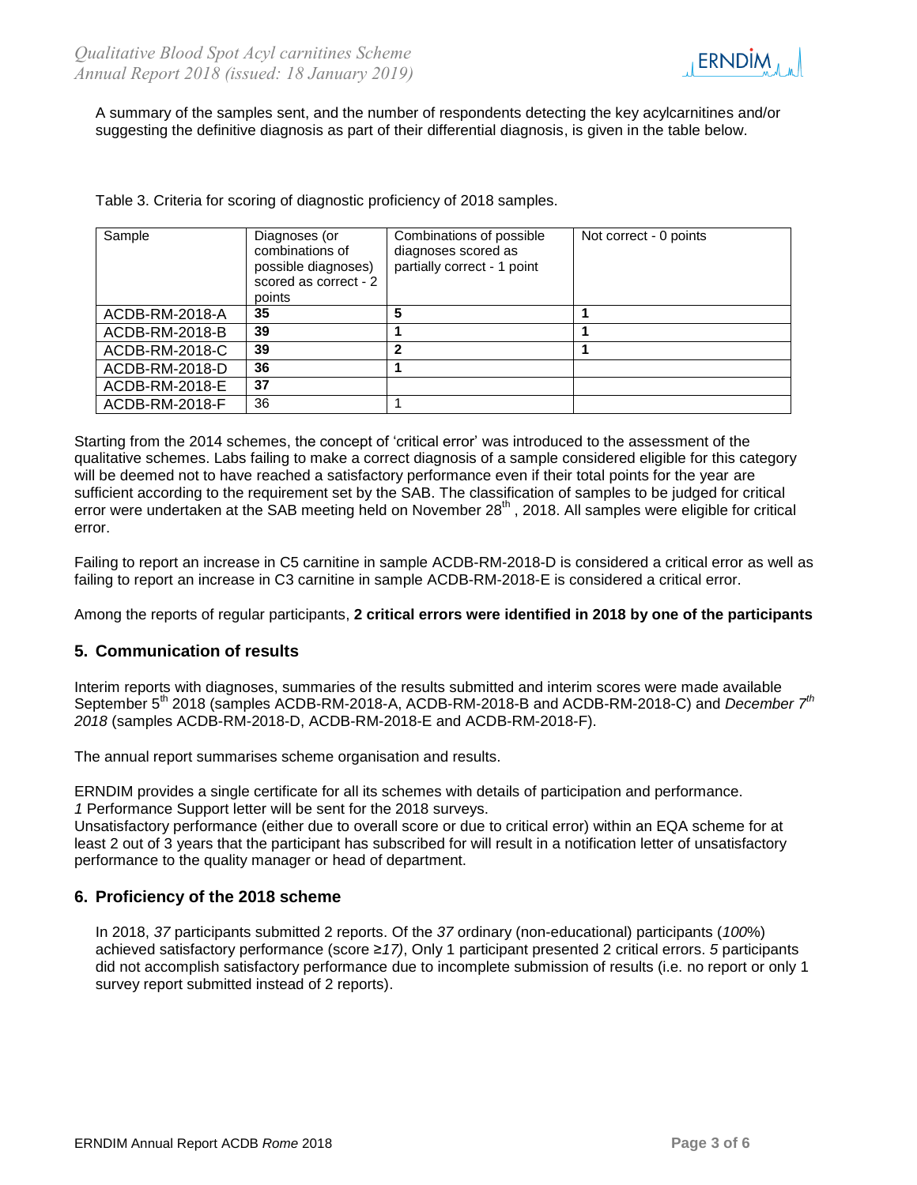A summary of the samples sent, and the number of respondents detecting the key acylcarnitines and/or suggesting the definitive diagnosis as part of their differential diagnosis, is given in the table below.

Table 3. Criteria for scoring of diagnostic proficiency of 2018 samples.

| Sample | Diagnoses (or combinations of possible diagnoses) scored as correct - 2 points | Combinations of possible diagnoses scored as partially correct - 1 point | Not correct - 0 points |
|---|---|---|---|
| ACDB-RM-2018-A | **35** | **5** | **1** |
| ACDB-RM-2018-B | **39** | **1** | **1** |
| ACDB-RM-2018-C | **39** | **2** | **1** |
| ACDB-RM-2018-D | **36** | **1** | |
| ACDB-RM-2018-E | **37** | | |
| ACDB-RM-2018-F | 36 | 1 | |

Starting from the 2014 schemes, the concept of 'critical error' was introduced to the assessment of the qualitative schemes. Labs failing to make a correct diagnosis of a sample considered eligible for this category will be deemed not to have reached a satisfactory performance even if their total points for the year are sufficient according to the requirement set by the SAB. The classification of samples to be judged for critical error were undertaken at the SAB meeting held on November 28th , 2018. All samples were eligible for critical error.

Failing to report an increase in C5 carnitine in sample ACDB-RM-2018-D is considered a critical error as well as failing to report an increase in C3 carnitine in sample ACDB-RM-2018-E is considered a critical error.

Among the reports of regular participants, **2 critical errors were identified in 2018 by one of the participants**

## 5. Communication of results

Interim reports with diagnoses, summaries of the results submitted and interim scores were made available September 5th 2018 (samples ACDB-RM-2018-A, ACDB-RM-2018-B and ACDB-RM-2018-C) and *December 7th 2018* (samples ACDB-RM-2018-D, ACDB-RM-2018-E and ACDB-RM-2018-F).

The annual report summarises scheme organisation and results.

ERNDIM provides a single certificate for all its schemes with details of participation and performance.
*1* Performance Support letter will be sent for the 2018 surveys.
Unsatisfactory performance (either due to overall score or due to critical error) within an EQA scheme for at least 2 out of 3 years that the participant has subscribed for will result in a notification letter of unsatisfactory performance to the quality manager or head of department.

## 6. Proficiency of the 2018 scheme

In 2018, *37* participants submitted 2 reports. Of the *37* ordinary (non-educational) participants (*100%*) achieved satisfactory performance (score ≥*17)*, Only 1 participant presented 2 critical errors. *5* participants did not accomplish satisfactory performance due to incomplete submission of results (i.e. no report or only 1 survey report submitted instead of 2 reports).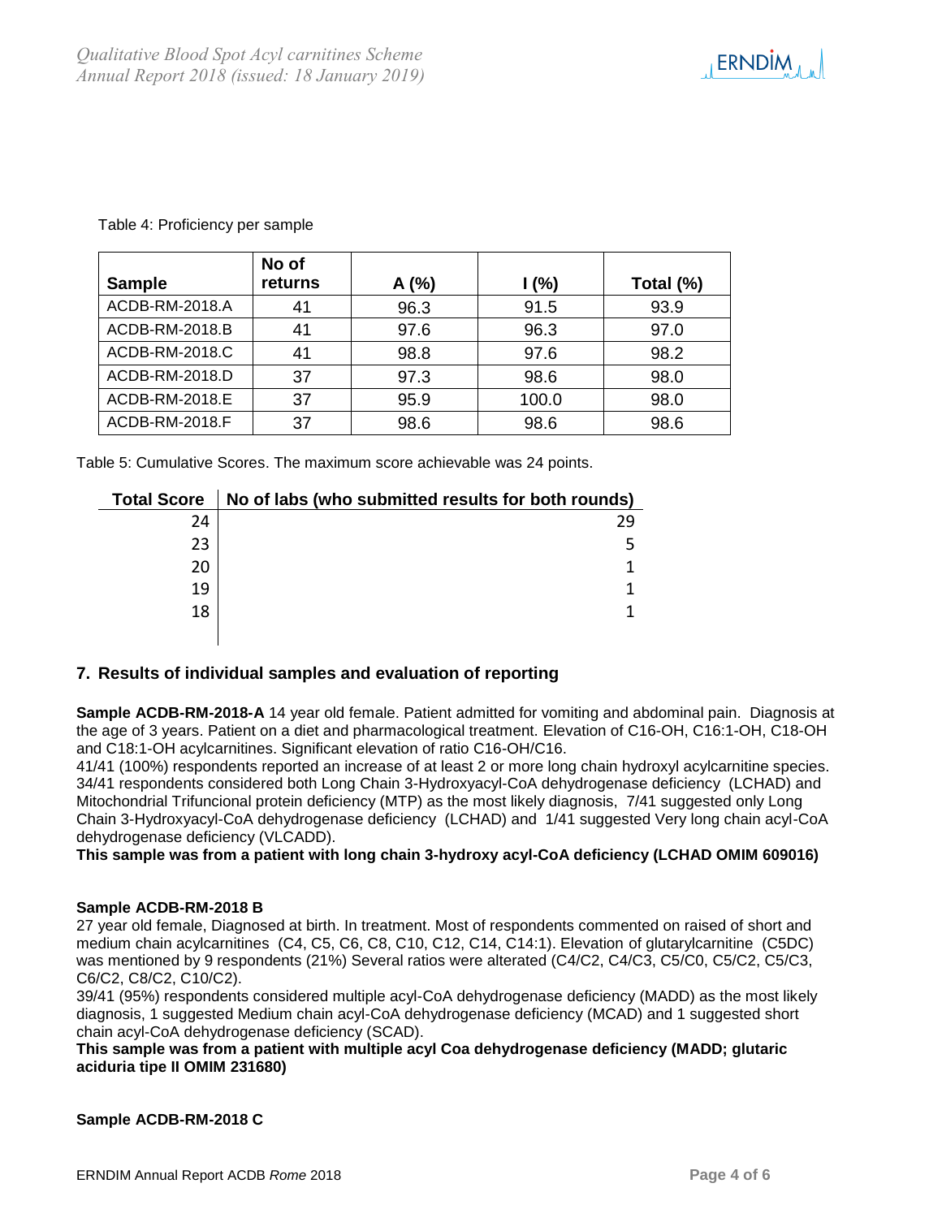Table 4: Proficiency per sample

| Sample | No of returns | A (%) | I (%) | Total (%) |
|---|---|---|---|---|
| ACDB-RM-2018.A | 41 | 96.3 | 91.5 | 93.9 |
| ACDB-RM-2018.B | 41 | 97.6 | 96.3 | 97.0 |
| ACDB-RM-2018.C | 41 | 98.8 | 97.6 | 98.2 |
| ACDB-RM-2018.D | 37 | 97.3 | 98.6 | 98.0 |
| ACDB-RM-2018.E | 37 | 95.9 | 100.0 | 98.0 |
| ACDB-RM-2018.F | 37 | 98.6 | 98.6 | 98.6 |

Table 5: Cumulative Scores. The maximum score achievable was 24 points.

| Total Score | No of labs (who submitted results for both rounds) |
|---|---|
| 24 | 29 |
| 23 | 5 |
| 20 | 1 |
| 19 | 1 |
| 18 | 1 |

## 7. Results of individual samples and evaluation of reporting

**Sample ACDB-RM-2018-A** 14 year old female. Patient admitted for vomiting and abdominal pain. Diagnosis at the age of 3 years. Patient on a diet and pharmacological treatment. Elevation of C16-OH, C16:1-OH, C18-OH and C18:1-OH acylcarnitines. Significant elevation of ratio C16-OH/C16.

41/41 (100%) respondents reported an increase of at least 2 or more long chain hydroxyl acylcarnitine species. 34/41 respondents considered both Long Chain 3-Hydroxyacyl-CoA dehydrogenase deficiency (LCHAD) and Mitochondrial Trifuncional protein deficiency (MTP) as the most likely diagnosis, 7/41 suggested only Long Chain 3-Hydroxyacyl-CoA dehydrogenase deficiency (LCHAD) and 1/41 suggested Very long chain acyl-CoA dehydrogenase deficiency (VLCADD).

**This sample was from a patient with long chain 3-hydroxy acyl-CoA deficiency (LCHAD OMIM 609016)**

**Sample ACDB-RM-2018 B**

27 year old female, Diagnosed at birth. In treatment. Most of respondents commented on raised of short and medium chain acylcarnitines (C4, C5, C6, C8, C10, C12, C14, C14:1). Elevation of glutarylcarnitine (C5DC) was mentioned by 9 respondents (21%) Several ratios were alterated (C4/C2, C4/C3, C5/C0, C5/C2, C5/C3, C6/C2, C8/C2, C10/C2).

39/41 (95%) respondents considered multiple acyl-CoA dehydrogenase deficiency (MADD) as the most likely diagnosis, 1 suggested Medium chain acyl-CoA dehydrogenase deficiency (MCAD) and 1 suggested short chain acyl-CoA dehydrogenase deficiency (SCAD).

**This sample was from a patient with multiple acyl Coa dehydrogenase deficiency (MADD; glutaric aciduria tipe II OMIM 231680)**

**Sample ACDB-RM-2018 C**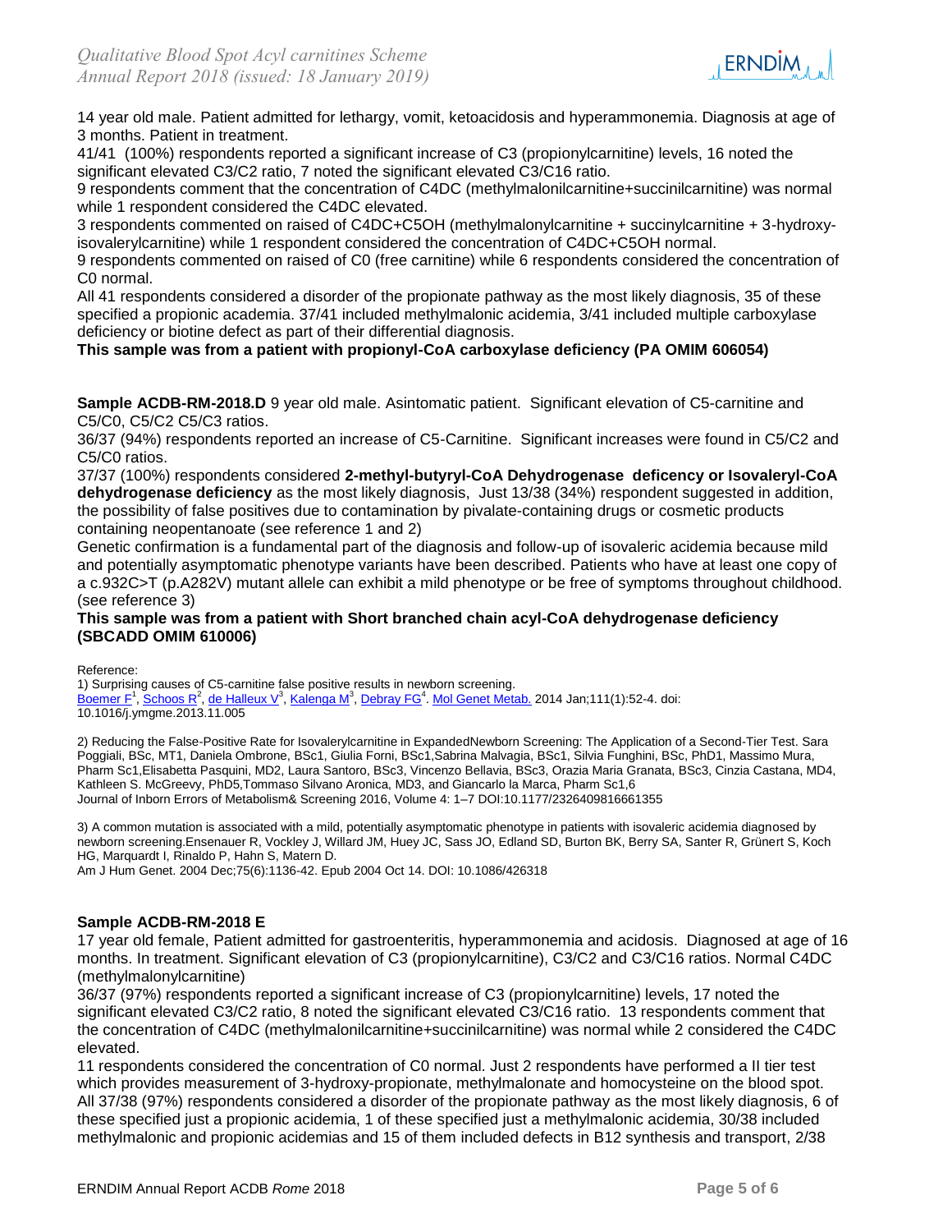14 year old male. Patient admitted for lethargy, vomit, ketoacidosis and hyperammonemia. Diagnosis at age of 3 months. Patient in treatment.

41/41 (100%) respondents reported a significant increase of C3 (propionylcarnitine) levels, 16 noted the significant elevated C3/C2 ratio, 7 noted the significant elevated C3/C16 ratio.

9 respondents comment that the concentration of C4DC (methylmalonilcarnitine+succinilcarnitine) was normal while 1 respondent considered the C4DC elevated.

3 respondents commented on raised of C4DC+C5OH (methylmalonylcarnitine + succinylcarnitine + 3-hydroxy-isovalerylcarnitine) while 1 respondent considered the concentration of C4DC+C5OH normal.

9 respondents commented on raised of C0 (free carnitine) while 6 respondents considered the concentration of C0 normal.

All 41 respondents considered a disorder of the propionate pathway as the most likely diagnosis, 35 of these specified a propionic academia. 37/41 included methylmalonic acidemia, 3/41 included multiple carboxylase deficiency or biotine defect as part of their differential diagnosis.

**This sample was from a patient with propionyl-CoA carboxylase deficiency (PA OMIM 606054)**

**Sample ACDB-RM-2018.D** 9 year old male. Asintomatic patient. Significant elevation of C5-carnitine and C5/C0, C5/C2 C5/C3 ratios.

36/37 (94%) respondents reported an increase of C5-Carnitine. Significant increases were found in C5/C2 and C5/C0 ratios.

37/37 (100%) respondents considered **2-methyl-butyryl-CoA Dehydrogenase deficency or Isovaleryl-CoA dehydrogenase deficiency** as the most likely diagnosis, Just 13/38 (34%) respondent suggested in addition, the possibility of false positives due to contamination by pivalate-containing drugs or cosmetic products containing neopentanoate (see reference 1 and 2)

Genetic confirmation is a fundamental part of the diagnosis and follow-up of isovaleric acidemia because mild and potentially asymptomatic phenotype variants have been described. Patients who have at least one copy of a c.932C>T (p.A282V) mutant allele can exhibit a mild phenotype or be free of symptoms throughout childhood. (see reference 3)

**This sample was from a patient with Short branched chain acyl-CoA dehydrogenase deficiency (SBCADD OMIM 610006)**

Reference:

1) Surprising causes of C5-carnitine false positive results in newborn screening.
Boemer F[1], Schoos R[2], de Halleux V[3], Kalenga M[3], Debray FG[4]. Mol Genet Metab. 2014 Jan;111(1):52-4. doi: 10.1016/j.ymgme.2013.11.005

2) Reducing the False-Positive Rate for Isovalerylcarnitine in ExpandedNewborn Screening: The Application of a Second-Tier Test. Sara Poggiali, BSc, MT1, Daniela Ombrone, BSc1, Giulia Forni, BSc1,Sabrina Malvagia, BSc1, Silvia Funghini, BSc, PhD1, Massimo Mura, Pharm Sc1,Elisabetta Pasquini, MD2, Laura Santoro, BSc3, Vincenzo Bellavia, BSc3, Orazia Maria Granata, BSc3, Cinzia Castana, MD4, Kathleen S. McGreevy, PhD5,Tommaso Silvano Aronica, MD3, and Giancarlo la Marca, Pharm Sc1,6
Journal of Inborn Errors of Metabolism& Screening 2016, Volume 4: 1–7 DOI:10.1177/2326409816661355

3) A common mutation is associated with a mild, potentially asymptomatic phenotype in patients with isovaleric acidemia diagnosed by newborn screening.Ensenauer R, Vockley J, Willard JM, Huey JC, Sass JO, Edland SD, Burton BK, Berry SA, Santer R, Grünert S, Koch HG, Marquardt I, Rinaldo P, Hahn S, Matern D.
Am J Hum Genet. 2004 Dec;75(6):1136-42. Epub 2004 Oct 14. DOI: 10.1086/426318

**Sample ACDB-RM-2018 E**

17 year old female, Patient admitted for gastroenteritis, hyperammonemia and acidosis. Diagnosed at age of 16 months. In treatment. Significant elevation of C3 (propionylcarnitine), C3/C2 and C3/C16 ratios. Normal C4DC (methylmalonylcarnitine)

36/37 (97%) respondents reported a significant increase of C3 (propionylcarnitine) levels, 17 noted the significant elevated C3/C2 ratio, 8 noted the significant elevated C3/C16 ratio. 13 respondents comment that the concentration of C4DC (methylmalonilcarnitine+succinilcarnitine) was normal while 2 considered the C4DC elevated.

11 respondents considered the concentration of C0 normal. Just 2 respondents have performed a II tier test which provides measurement of 3-hydroxy-propionate, methylmalonate and homocysteine on the blood spot.

All 37/38 (97%) respondents considered a disorder of the propionate pathway as the most likely diagnosis, 6 of these specified just a propionic acidemia, 1 of these specified just a methylmalonic acidemia, 30/38 included methylmalonic and propionic acidemias and 15 of them included defects in B12 synthesis and transport, 2/38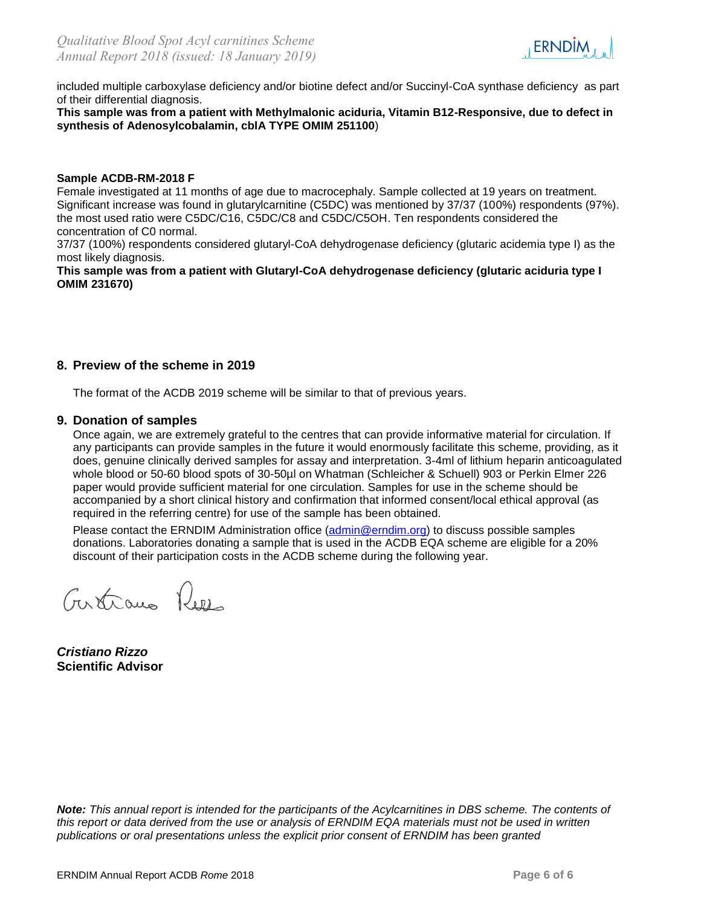included multiple carboxylase deficiency and/or biotine defect and/or Succinyl-CoA synthase deficiency as part of their differential diagnosis.

**This sample was from a patient with Methylmalonic aciduria, Vitamin B12-Responsive, due to defect in synthesis of Adenosylcobalamin, cblA TYPE OMIM 251100**)

**Sample ACDB-RM-2018 F**

Female investigated at 11 months of age due to macrocephaly. Sample collected at 19 years on treatment. Significant increase was found in glutarylcarnitine (C5DC) was mentioned by 37/37 (100%) respondents (97%). the most used ratio were C5DC/C16, C5DC/C8 and C5DC/C5OH. Ten respondents considered the concentration of C0 normal.

37/37 (100%) respondents considered glutaryl-CoA dehydrogenase deficiency (glutaric acidemia type I) as the most likely diagnosis.

**This sample was from a patient with Glutaryl-CoA dehydrogenase deficiency (glutaric aciduria type I OMIM 231670)**

## 8. Preview of the scheme in 2019

The format of the ACDB 2019 scheme will be similar to that of previous years.

## 9. Donation of samples

Once again, we are extremely grateful to the centres that can provide informative material for circulation. If any participants can provide samples in the future it would enormously facilitate this scheme, providing, as it does, genuine clinically derived samples for assay and interpretation. 3-4ml of lithium heparin anticoagulated whole blood or 50-60 blood spots of 30-50µl on Whatman (Schleicher & Schuell) 903 or Perkin Elmer 226 paper would provide sufficient material for one circulation. Samples for use in the scheme should be accompanied by a short clinical history and confirmation that informed consent/local ethical approval (as required in the referring centre) for use of the sample has been obtained.

Please contact the ERNDIM Administration office (admin@erndim.org) to discuss possible samples donations. Laboratories donating a sample that is used in the ACDB EQA scheme are eligible for a 20% discount of their participation costs in the ACDB scheme during the following year.

***Cristiano Rizzo***
**Scientific Advisor**

***Note:** This annual report is intended for the participants of the Acylcarnitines in DBS scheme. The contents of this report or data derived from the use or analysis of ERNDIM EQA materials must not be used in written publications or oral presentations unless the explicit prior consent of ERNDIM has been granted*